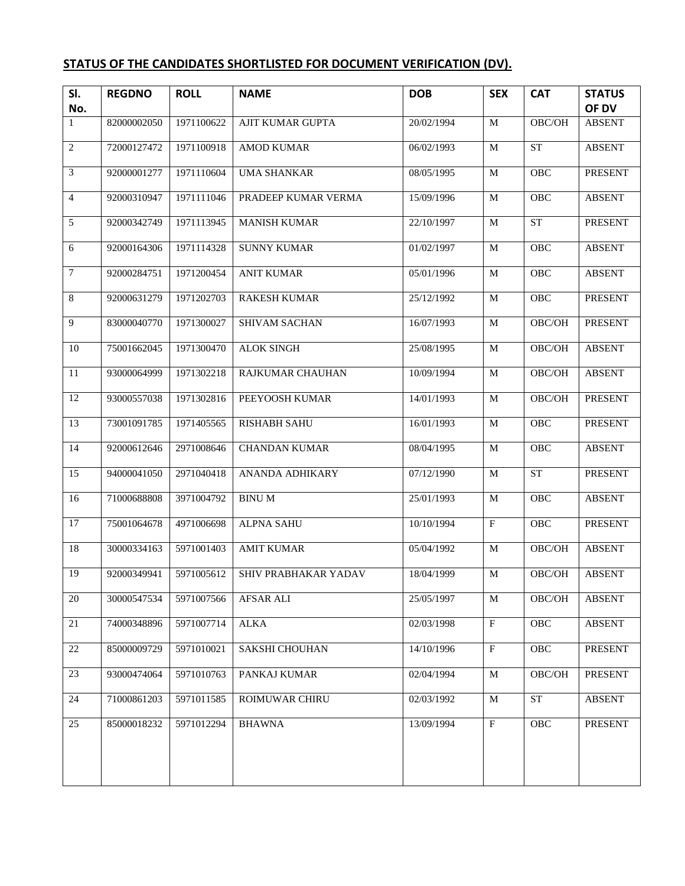## **STATUS OF THE CANDIDATES SHORTLISTED FOR DOCUMENT VERIFICATION (DV).**

| Sl. No. | REGDNO | ROLL | NAME | DOB | SEX | CAT | STATUS OF DV |
|---|---|---|---|---|---|---|---|
| 1 | 82000002050 | 1971100622 | AJIT KUMAR GUPTA | 20/02/1994 | M | OBC/OH | ABSENT |
| 2 | 72000127472 | 1971100918 | AMOD KUMAR | 06/02/1993 | M | ST | ABSENT |
| 3 | 92000001277 | 1971110604 | UMA SHANKAR | 08/05/1995 | M | OBC | PRESENT |
| 4 | 92000310947 | 1971111046 | PRADEEP KUMAR VERMA | 15/09/1996 | M | OBC | ABSENT |
| 5 | 92000342749 | 1971113945 | MANISH KUMAR | 22/10/1997 | M | ST | PRESENT |
| 6 | 92000164306 | 1971114328 | SUNNY KUMAR | 01/02/1997 | M | OBC | ABSENT |
| 7 | 92000284751 | 1971200454 | ANIT KUMAR | 05/01/1996 | M | OBC | ABSENT |
| 8 | 92000631279 | 1971202703 | RAKESH KUMAR | 25/12/1992 | M | OBC | PRESENT |
| 9 | 83000040770 | 1971300027 | SHIVAM SACHAN | 16/07/1993 | M | OBC/OH | PRESENT |
| 10 | 75001662045 | 1971300470 | ALOK SINGH | 25/08/1995 | M | OBC/OH | ABSENT |
| 11 | 93000064999 | 1971302218 | RAJKUMAR CHAUHAN | 10/09/1994 | M | OBC/OH | ABSENT |
| 12 | 93000557038 | 1971302816 | PEEYOOSH KUMAR | 14/01/1993 | M | OBC/OH | PRESENT |
| 13 | 73001091785 | 1971405565 | RISHABH SAHU | 16/01/1993 | M | OBC | PRESENT |
| 14 | 92000612646 | 2971008646 | CHANDAN KUMAR | 08/04/1995 | M | OBC | ABSENT |
| 15 | 94000041050 | 2971040418 | ANANDA ADHIKARY | 07/12/1990 | M | ST | PRESENT |
| 16 | 71000688808 | 3971004792 | BINU M | 25/01/1993 | M | OBC | ABSENT |
| 17 | 75001064678 | 4971006698 | ALPNA SAHU | 10/10/1994 | F | OBC | PRESENT |
| 18 | 30000334163 | 5971001403 | AMIT KUMAR | 05/04/1992 | M | OBC/OH | ABSENT |
| 19 | 92000349941 | 5971005612 | SHIV PRABHAKAR YADAV | 18/04/1999 | M | OBC/OH | ABSENT |
| 20 | 30000547534 | 5971007566 | AFSAR ALI | 25/05/1997 | M | OBC/OH | ABSENT |
| 21 | 74000348896 | 5971007714 | ALKA | 02/03/1998 | F | OBC | ABSENT |
| 22 | 85000009729 | 5971010021 | SAKSHI CHOUHAN | 14/10/1996 | F | OBC | PRESENT |
| 23 | 93000474064 | 5971010763 | PANKAJ KUMAR | 02/04/1994 | M | OBC/OH | PRESENT |
| 24 | 71000861203 | 5971011585 | ROIMUWAR CHIRU | 02/03/1992 | M | ST | ABSENT |
| 25 | 85000018232 | 5971012294 | BHAWNA | 13/09/1994 | F | OBC | PRESENT |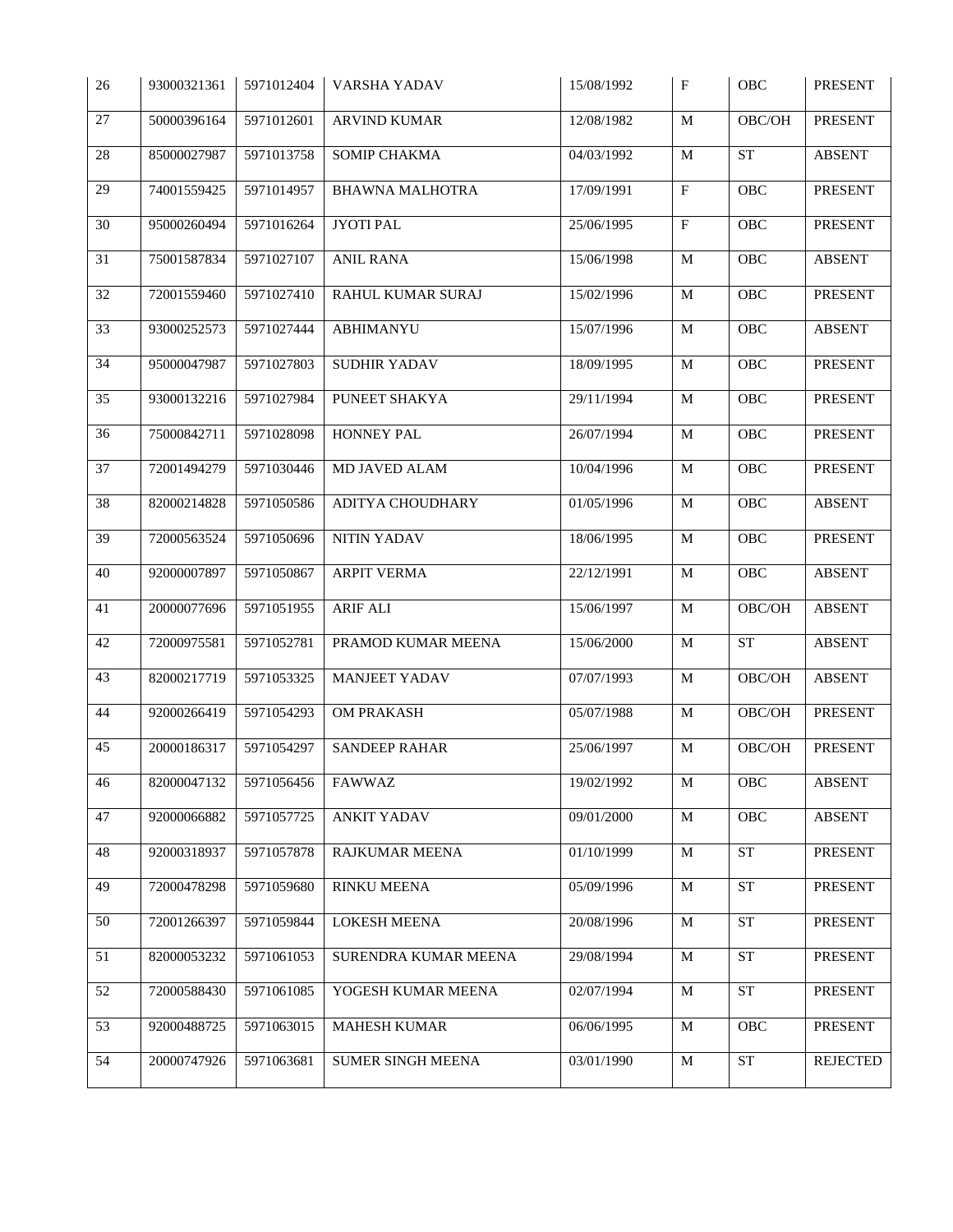| 26 | 93000321361 | 5971012404 | VARSHA YADAV | 15/08/1992 | F | OBC | PRESENT |
|---|---|---|---|---|---|---|---|
| 27 | 50000396164 | 5971012601 | ARVIND KUMAR | 12/08/1982 | M | OBC/OH | PRESENT |
| 28 | 85000027987 | 5971013758 | SOMIP CHAKMA | 04/03/1992 | M | ST | ABSENT |
| 29 | 74001559425 | 5971014957 | BHAWNA MALHOTRA | 17/09/1991 | F | OBC | PRESENT |
| 30 | 95000260494 | 5971016264 | JYOTI PAL | 25/06/1995 | F | OBC | PRESENT |
| 31 | 75001587834 | 5971027107 | ANIL RANA | 15/06/1998 | M | OBC | ABSENT |
| 32 | 72001559460 | 5971027410 | RAHUL KUMAR SURAJ | 15/02/1996 | M | OBC | PRESENT |
| 33 | 93000252573 | 5971027444 | ABHIMANYU | 15/07/1996 | M | OBC | ABSENT |
| 34 | 95000047987 | 5971027803 | SUDHIR YADAV | 18/09/1995 | M | OBC | PRESENT |
| 35 | 93000132216 | 5971027984 | PUNEET SHAKYA | 29/11/1994 | M | OBC | PRESENT |
| 36 | 75000842711 | 5971028098 | HONNEY PAL | 26/07/1994 | M | OBC | PRESENT |
| 37 | 72001494279 | 5971030446 | MD JAVED ALAM | 10/04/1996 | M | OBC | PRESENT |
| 38 | 82000214828 | 5971050586 | ADITYA CHOUDHARY | 01/05/1996 | M | OBC | ABSENT |
| 39 | 72000563524 | 5971050696 | NITIN YADAV | 18/06/1995 | M | OBC | PRESENT |
| 40 | 92000007897 | 5971050867 | ARPIT VERMA | 22/12/1991 | M | OBC | ABSENT |
| 41 | 20000077696 | 5971051955 | ARIF ALI | 15/06/1997 | M | OBC/OH | ABSENT |
| 42 | 72000975581 | 5971052781 | PRAMOD KUMAR MEENA | 15/06/2000 | M | ST | ABSENT |
| 43 | 82000217719 | 5971053325 | MANJEET YADAV | 07/07/1993 | M | OBC/OH | ABSENT |
| 44 | 92000266419 | 5971054293 | OM PRAKASH | 05/07/1988 | M | OBC/OH | PRESENT |
| 45 | 20000186317 | 5971054297 | SANDEEP RAHAR | 25/06/1997 | M | OBC/OH | PRESENT |
| 46 | 82000047132 | 5971056456 | FAWWAZ | 19/02/1992 | M | OBC | ABSENT |
| 47 | 92000066882 | 5971057725 | ANKIT YADAV | 09/01/2000 | M | OBC | ABSENT |
| 48 | 92000318937 | 5971057878 | RAJKUMAR MEENA | 01/10/1999 | M | ST | PRESENT |
| 49 | 72000478298 | 5971059680 | RINKU MEENA | 05/09/1996 | M | ST | PRESENT |
| 50 | 72001266397 | 5971059844 | LOKESH MEENA | 20/08/1996 | M | ST | PRESENT |
| 51 | 82000053232 | 5971061053 | SURENDRA KUMAR MEENA | 29/08/1994 | M | ST | PRESENT |
| 52 | 72000588430 | 5971061085 | YOGESH KUMAR MEENA | 02/07/1994 | M | ST | PRESENT |
| 53 | 92000488725 | 5971063015 | MAHESH KUMAR | 06/06/1995 | M | OBC | PRESENT |
| 54 | 20000747926 | 5971063681 | SUMER SINGH MEENA | 03/01/1990 | M | ST | REJECTED |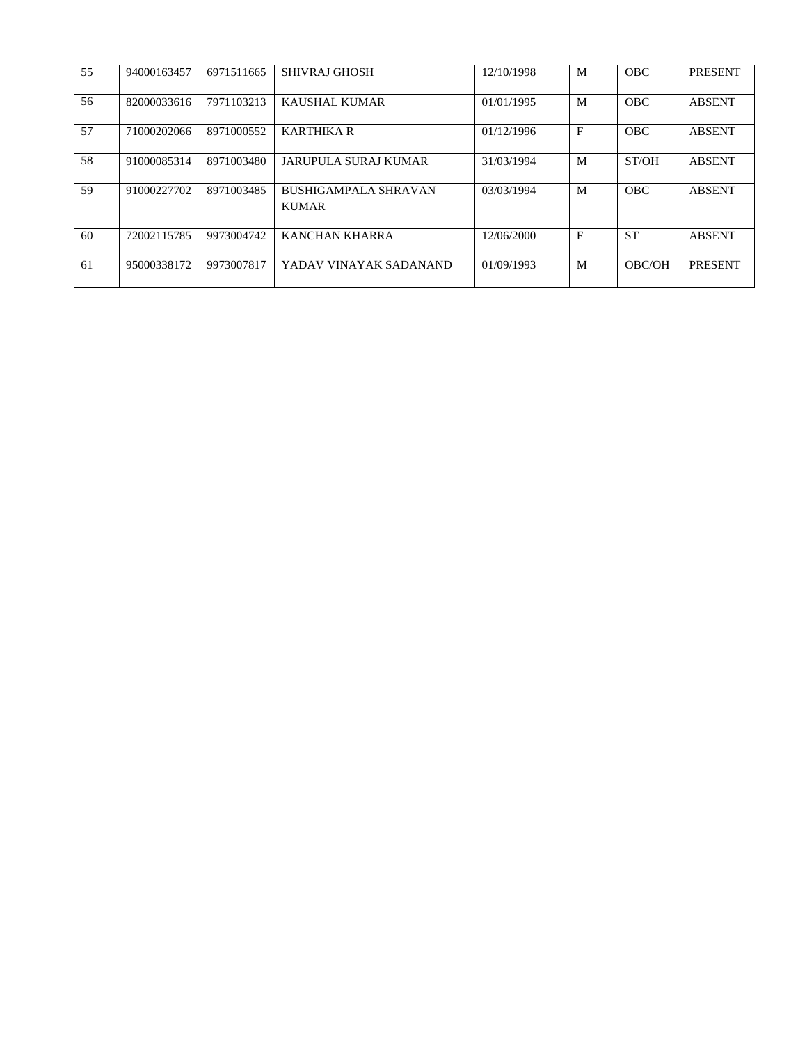| | | | | | | | |
|---|---|---|---|---|---|---|---|
| 55 | 94000163457 | 6971511665 | SHIVRAJ GHOSH | 12/10/1998 | M | OBC | PRESENT |
| 56 | 82000033616 | 7971103213 | KAUSHAL KUMAR | 01/01/1995 | M | OBC | ABSENT |
| 57 | 71000202066 | 8971000552 | KARTHIKA R | 01/12/1996 | F | OBC | ABSENT |
| 58 | 91000085314 | 8971003480 | JARUPULA SURAJ KUMAR | 31/03/1994 | M | ST/OH | ABSENT |
| 59 | 91000227702 | 8971003485 | BUSHIGAMPALA SHRAVAN KUMAR | 03/03/1994 | M | OBC | ABSENT |
| 60 | 72002115785 | 9973004742 | KANCHAN KHARRA | 12/06/2000 | F | ST | ABSENT |
| 61 | 95000338172 | 9973007817 | YADAV VINAYAK SADANAND | 01/09/1993 | M | OBC/OH | PRESENT |